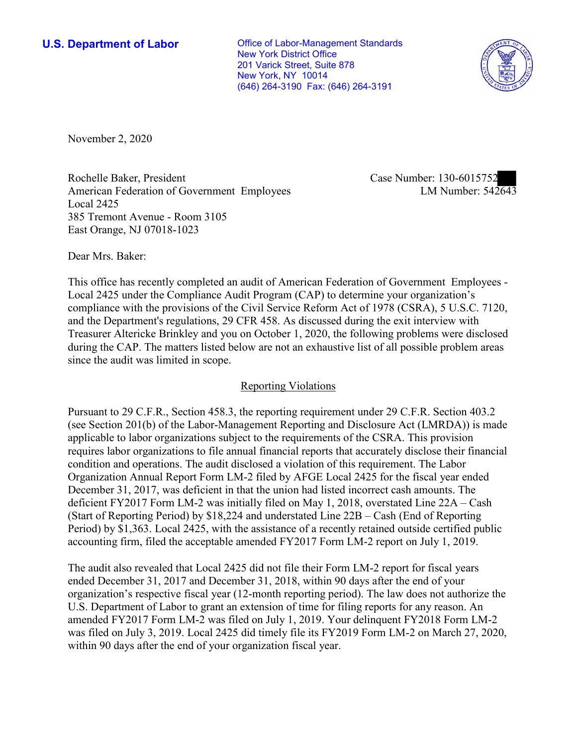**U.S. Department of Labor**

Office of Labor-Management Standards
New York District Office
201 Varick Street, Suite 878
New York, NY 10014
(646) 264-3190 Fax: (646) 264-3191

November 2, 2020

Rochelle Baker, President
American Federation of Government Employees
Local 2425
385 Tremont Avenue - Room 3105
East Orange, NJ 07018-1023

Case Number: 130-6015752
LM Number: 542643

Dear Mrs. Baker:

This office has recently completed an audit of American Federation of Government Employees - Local 2425 under the Compliance Audit Program (CAP) to determine your organization's compliance with the provisions of the Civil Service Reform Act of 1978 (CSRA), 5 U.S.C. 7120, and the Department's regulations, 29 CFR 458. As discussed during the exit interview with Treasurer Altericke Brinkley and you on October 1, 2020, the following problems were disclosed during the CAP. The matters listed below are not an exhaustive list of all possible problem areas since the audit was limited in scope.

## Reporting Violations

Pursuant to 29 C.F.R., Section 458.3, the reporting requirement under 29 C.F.R. Section 403.2 (see Section 201(b) of the Labor-Management Reporting and Disclosure Act (LMRDA)) is made applicable to labor organizations subject to the requirements of the CSRA. This provision requires labor organizations to file annual financial reports that accurately disclose their financial condition and operations. The audit disclosed a violation of this requirement. The Labor Organization Annual Report Form LM-2 filed by AFGE Local 2425 for the fiscal year ended December 31, 2017, was deficient in that the union had listed incorrect cash amounts. The deficient FY2017 Form LM-2 was initially filed on May 1, 2018, overstated Line 22A – Cash (Start of Reporting Period) by $18,224 and understated Line 22B – Cash (End of Reporting Period) by $1,363. Local 2425, with the assistance of a recently retained outside certified public accounting firm, filed the acceptable amended FY2017 Form LM-2 report on July 1, 2019.

The audit also revealed that Local 2425 did not file their Form LM-2 report for fiscal years ended December 31, 2017 and December 31, 2018, within 90 days after the end of your organization's respective fiscal year (12-month reporting period). The law does not authorize the U.S. Department of Labor to grant an extension of time for filing reports for any reason. An amended FY2017 Form LM-2 was filed on July 1, 2019. Your delinquent FY2018 Form LM-2 was filed on July 3, 2019. Local 2425 did timely file its FY2019 Form LM-2 on March 27, 2020, within 90 days after the end of your organization fiscal year.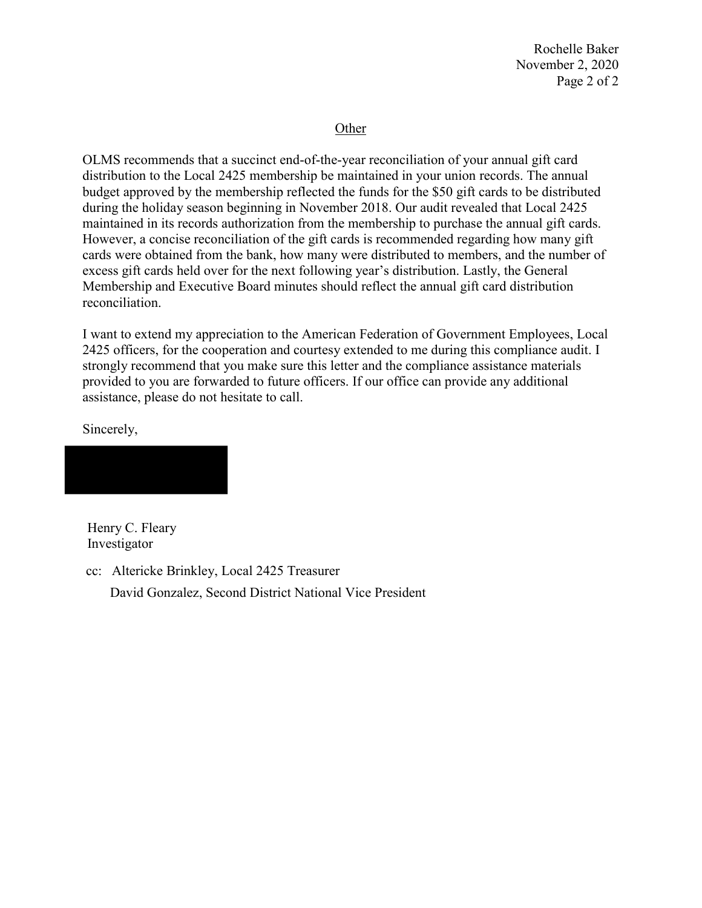## Other

OLMS recommends that a succinct end-of-the-year reconciliation of your annual gift card distribution to the Local 2425 membership be maintained in your union records. The annual budget approved by the membership reflected the funds for the $50 gift cards to be distributed during the holiday season beginning in November 2018. Our audit revealed that Local 2425 maintained in its records authorization from the membership to purchase the annual gift cards. However, a concise reconciliation of the gift cards is recommended regarding how many gift cards were obtained from the bank, how many were distributed to members, and the number of excess gift cards held over for the next following year's distribution. Lastly, the General Membership and Executive Board minutes should reflect the annual gift card distribution reconciliation.

I want to extend my appreciation to the American Federation of Government Employees, Local 2425 officers, for the cooperation and courtesy extended to me during this compliance audit. I strongly recommend that you make sure this letter and the compliance assistance materials provided to you are forwarded to future officers. If our office can provide any additional assistance, please do not hesitate to call.

Sincerely,

Henry C. Fleary
Investigator

cc: Altericke Brinkley, Local 2425 Treasurer
David Gonzalez, Second District National Vice President